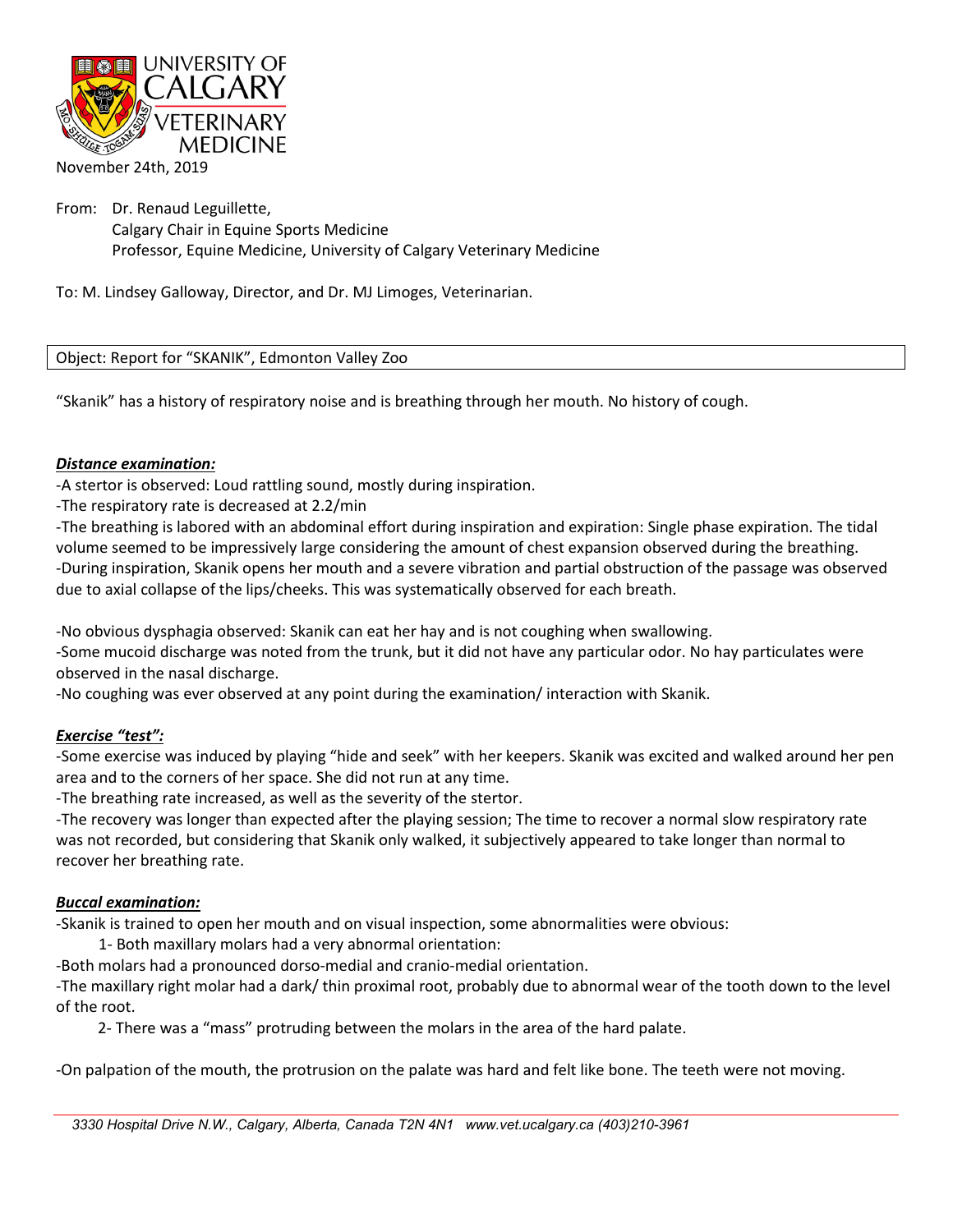UNIVERSITY OF CALGARY VETERINARY MEDICINE

November 24th, 2019

From: Dr. Renaud Leguillette,
Calgary Chair in Equine Sports Medicine
Professor, Equine Medicine, University of Calgary Veterinary Medicine

To: M. Lindsey Galloway, Director, and Dr. MJ Limoges, Veterinarian.

Object: Report for "SKANIK", Edmonton Valley Zoo

"Skanik" has a history of respiratory noise and is breathing through her mouth. No history of cough.

***Distance examination:***

-A stertor is observed: Loud rattling sound, mostly during inspiration.

-The respiratory rate is decreased at 2.2/min

-The breathing is labored with an abdominal effort during inspiration and expiration: Single phase expiration. The tidal volume seemed to be impressively large considering the amount of chest expansion observed during the breathing.

-During inspiration, Skanik opens her mouth and a severe vibration and partial obstruction of the passage was observed due to axial collapse of the lips/cheeks. This was systematically observed for each breath.

-No obvious dysphagia observed: Skanik can eat her hay and is not coughing when swallowing.

-Some mucoid discharge was noted from the trunk, but it did not have any particular odor. No hay particulates were observed in the nasal discharge.

-No coughing was ever observed at any point during the examination/ interaction with Skanik.

***Exercise "test":***

-Some exercise was induced by playing "hide and seek" with her keepers. Skanik was excited and walked around her pen area and to the corners of her space. She did not run at any time.

-The breathing rate increased, as well as the severity of the stertor.

-The recovery was longer than expected after the playing session; The time to recover a normal slow respiratory rate was not recorded, but considering that Skanik only walked, it subjectively appeared to take longer than normal to recover her breathing rate.

***Buccal examination:***

-Skanik is trained to open her mouth and on visual inspection, some abnormalities were obvious:

1- Both maxillary molars had a very abnormal orientation:

-Both molars had a pronounced dorso-medial and cranio-medial orientation.

-The maxillary right molar had a dark/ thin proximal root, probably due to abnormal wear of the tooth down to the level of the root.

2- There was a "mass" protruding between the molars in the area of the hard palate.

-On palpation of the mouth, the protrusion on the palate was hard and felt like bone. The teeth were not moving.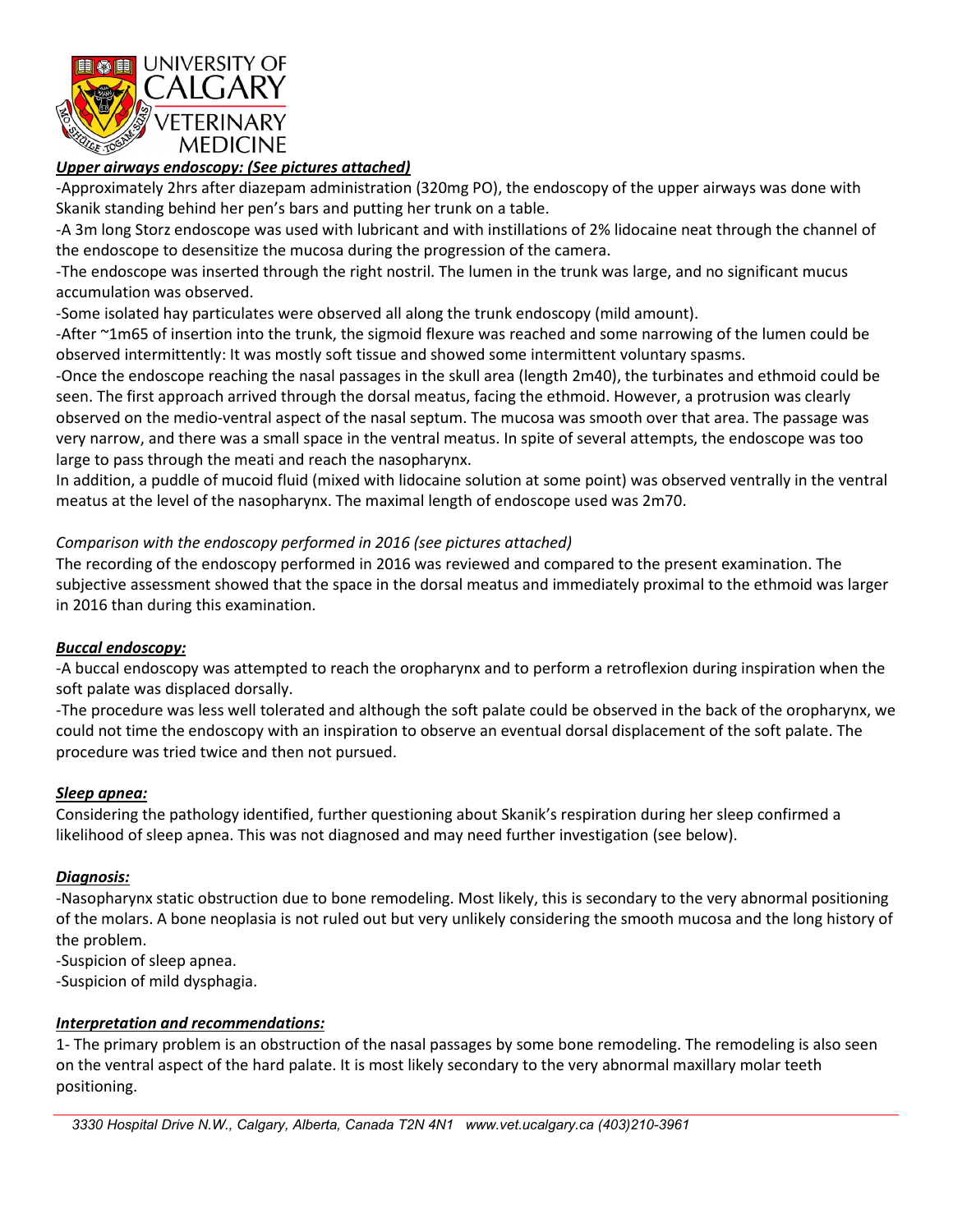***Upper airways endoscopy: (See pictures attached)***

-Approximately 2hrs after diazepam administration (320mg PO), the endoscopy of the upper airways was done with Skanik standing behind her pen's bars and putting her trunk on a table.

-A 3m long Storz endoscope was used with lubricant and with instillations of 2% lidocaine neat through the channel of the endoscope to desensitize the mucosa during the progression of the camera.

-The endoscope was inserted through the right nostril. The lumen in the trunk was large, and no significant mucus accumulation was observed.

-Some isolated hay particulates were observed all along the trunk endoscopy (mild amount).

-After ~1m65 of insertion into the trunk, the sigmoid flexure was reached and some narrowing of the lumen could be observed intermittently: It was mostly soft tissue and showed some intermittent voluntary spasms.

-Once the endoscope reaching the nasal passages in the skull area (length 2m40), the turbinates and ethmoid could be seen. The first approach arrived through the dorsal meatus, facing the ethmoid. However, a protrusion was clearly observed on the medio-ventral aspect of the nasal septum. The mucosa was smooth over that area. The passage was very narrow, and there was a small space in the ventral meatus. In spite of several attempts, the endoscope was too large to pass through the meati and reach the nasopharynx.

In addition, a puddle of mucoid fluid (mixed with lidocaine solution at some point) was observed ventrally in the ventral meatus at the level of the nasopharynx. The maximal length of endoscope used was 2m70.

*Comparison with the endoscopy performed in 2016 (see pictures attached)*

The recording of the endoscopy performed in 2016 was reviewed and compared to the present examination. The subjective assessment showed that the space in the dorsal meatus and immediately proximal to the ethmoid was larger in 2016 than during this examination.

***Buccal endoscopy:***

-A buccal endoscopy was attempted to reach the oropharynx and to perform a retroflexion during inspiration when the soft palate was displaced dorsally.

-The procedure was less well tolerated and although the soft palate could be observed in the back of the oropharynx, we could not time the endoscopy with an inspiration to observe an eventual dorsal displacement of the soft palate. The procedure was tried twice and then not pursued.

***Sleep apnea:***

Considering the pathology identified, further questioning about Skanik's respiration during her sleep confirmed a likelihood of sleep apnea. This was not diagnosed and may need further investigation (see below).

***Diagnosis:***

-Nasopharynx static obstruction due to bone remodeling. Most likely, this is secondary to the very abnormal positioning of the molars. A bone neoplasia is not ruled out but very unlikely considering the smooth mucosa and the long history of the problem.

-Suspicion of sleep apnea.

-Suspicion of mild dysphagia.

***Interpretation and recommendations:***

1- The primary problem is an obstruction of the nasal passages by some bone remodeling. The remodeling is also seen on the ventral aspect of the hard palate. It is most likely secondary to the very abnormal maxillary molar teeth positioning.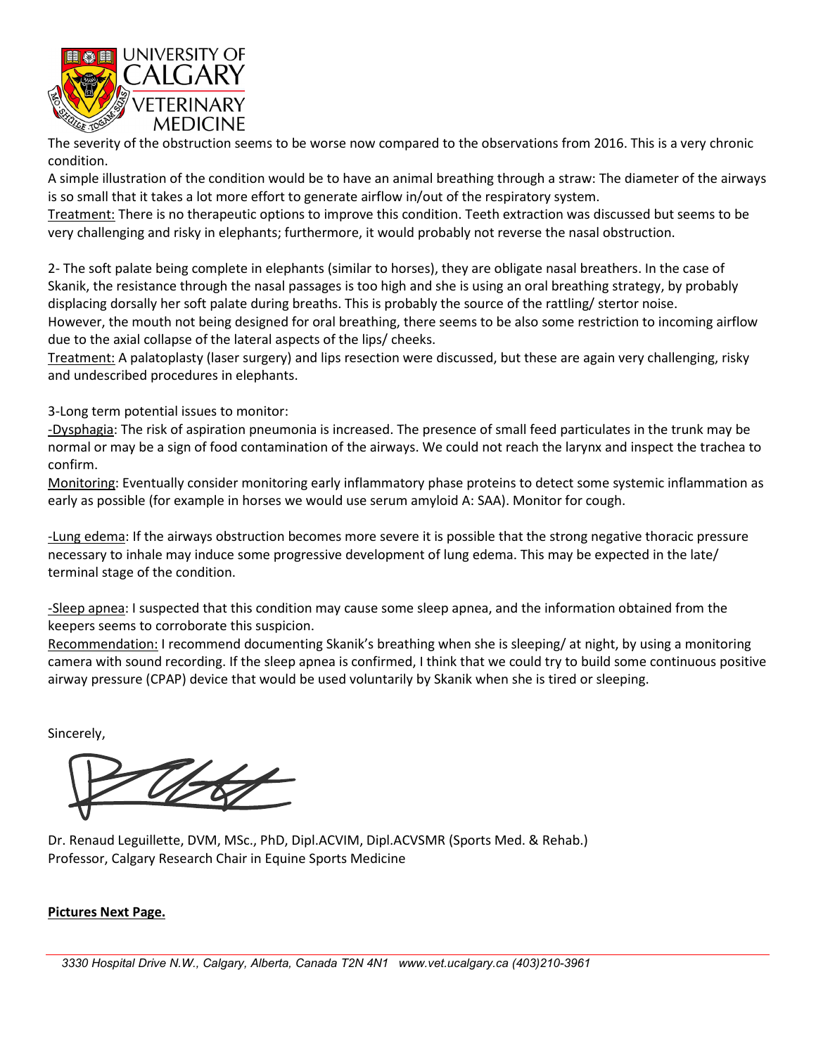The severity of the obstruction seems to be worse now compared to the observations from 2016. This is a very chronic condition.

A simple illustration of the condition would be to have an animal breathing through a straw: The diameter of the airways is so small that it takes a lot more effort to generate airflow in/out of the respiratory system.

Treatment: There is no therapeutic options to improve this condition. Teeth extraction was discussed but seems to be very challenging and risky in elephants; furthermore, it would probably not reverse the nasal obstruction.

2- The soft palate being complete in elephants (similar to horses), they are obligate nasal breathers. In the case of Skanik, the resistance through the nasal passages is too high and she is using an oral breathing strategy, by probably displacing dorsally her soft palate during breaths. This is probably the source of the rattling/ stertor noise.

However, the mouth not being designed for oral breathing, there seems to be also some restriction to incoming airflow due to the axial collapse of the lateral aspects of the lips/ cheeks.

Treatment: A palatoplasty (laser surgery) and lips resection were discussed, but these are again very challenging, risky and undescribed procedures in elephants.

3-Long term potential issues to monitor:

-Dysphagia: The risk of aspiration pneumonia is increased. The presence of small feed particulates in the trunk may be normal or may be a sign of food contamination of the airways. We could not reach the larynx and inspect the trachea to confirm.

Monitoring: Eventually consider monitoring early inflammatory phase proteins to detect some systemic inflammation as early as possible (for example in horses we would use serum amyloid A: SAA). Monitor for cough.

-Lung edema: If the airways obstruction becomes more severe it is possible that the strong negative thoracic pressure necessary to inhale may induce some progressive development of lung edema. This may be expected in the late/ terminal stage of the condition.

-Sleep apnea: I suspected that this condition may cause some sleep apnea, and the information obtained from the keepers seems to corroborate this suspicion.

Recommendation: I recommend documenting Skanik's breathing when she is sleeping/ at night, by using a monitoring camera with sound recording. If the sleep apnea is confirmed, I think that we could try to build some continuous positive airway pressure (CPAP) device that would be used voluntarily by Skanik when she is tired or sleeping.

Sincerely,

Dr. Renaud Leguillette, DVM, MSc., PhD, Dipl.ACVIM, Dipl.ACVSMR (Sports Med. & Rehab.)
Professor, Calgary Research Chair in Equine Sports Medicine

**Pictures Next Page.**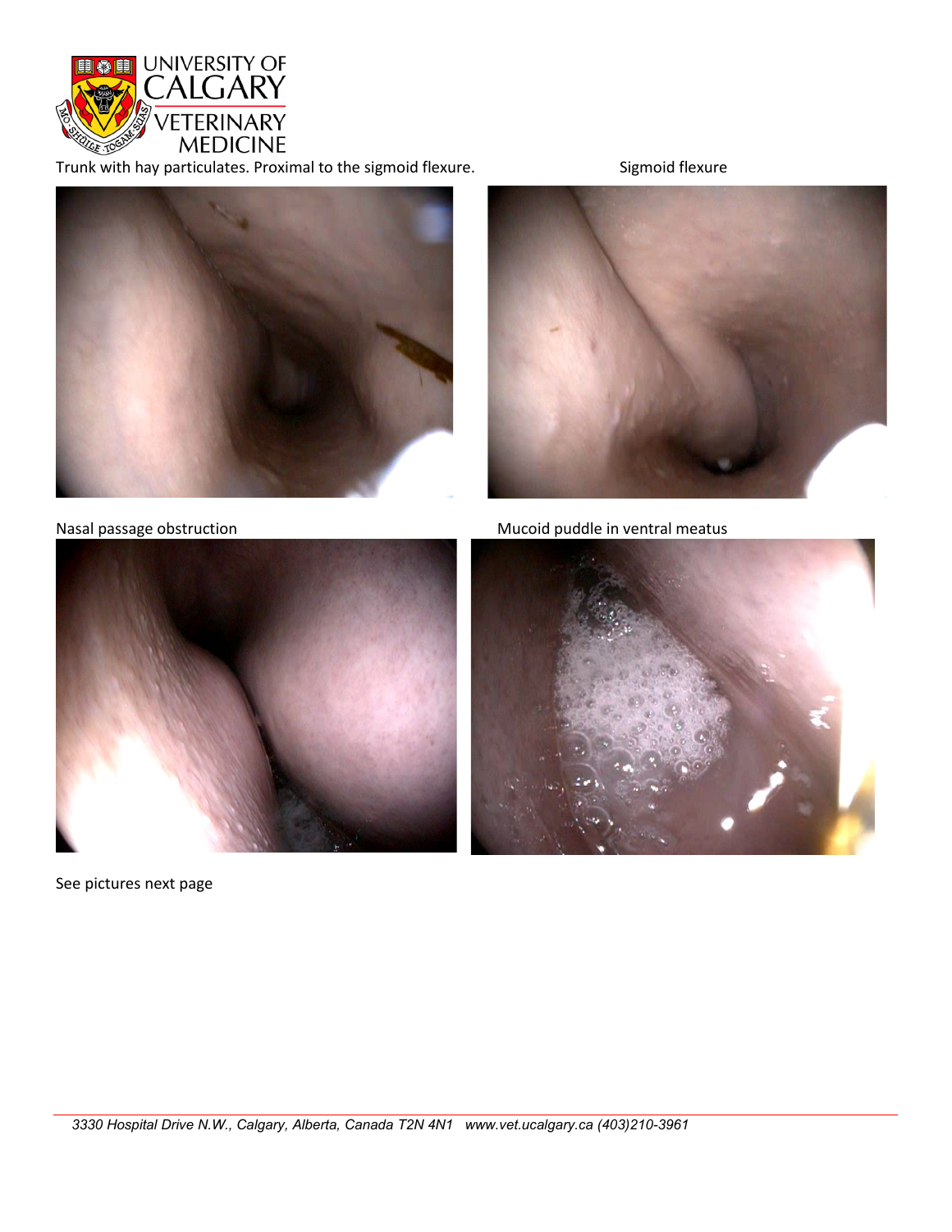Trunk with hay particulates. Proximal to the sigmoid flexure.

Sigmoid flexure

Nasal passage obstruction

Mucoid puddle in ventral meatus

See pictures next page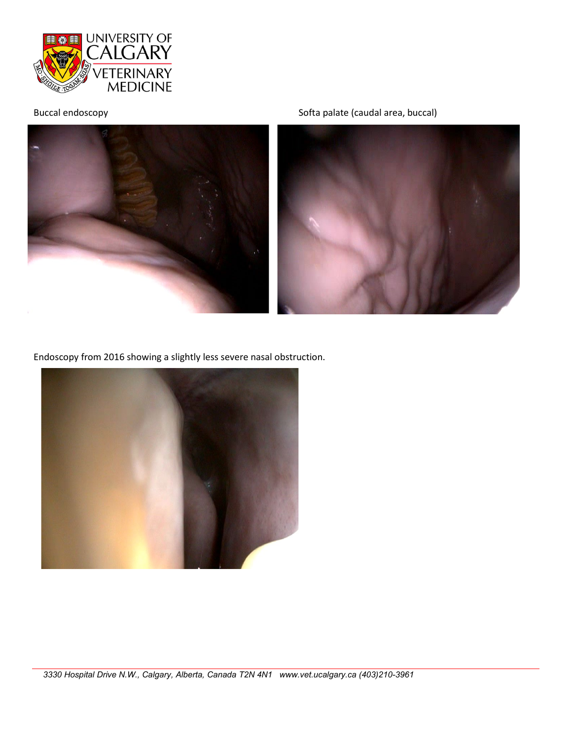Buccal endoscopy

Softa palate (caudal area, buccal)

Endoscopy from 2016 showing a slightly less severe nasal obstruction.